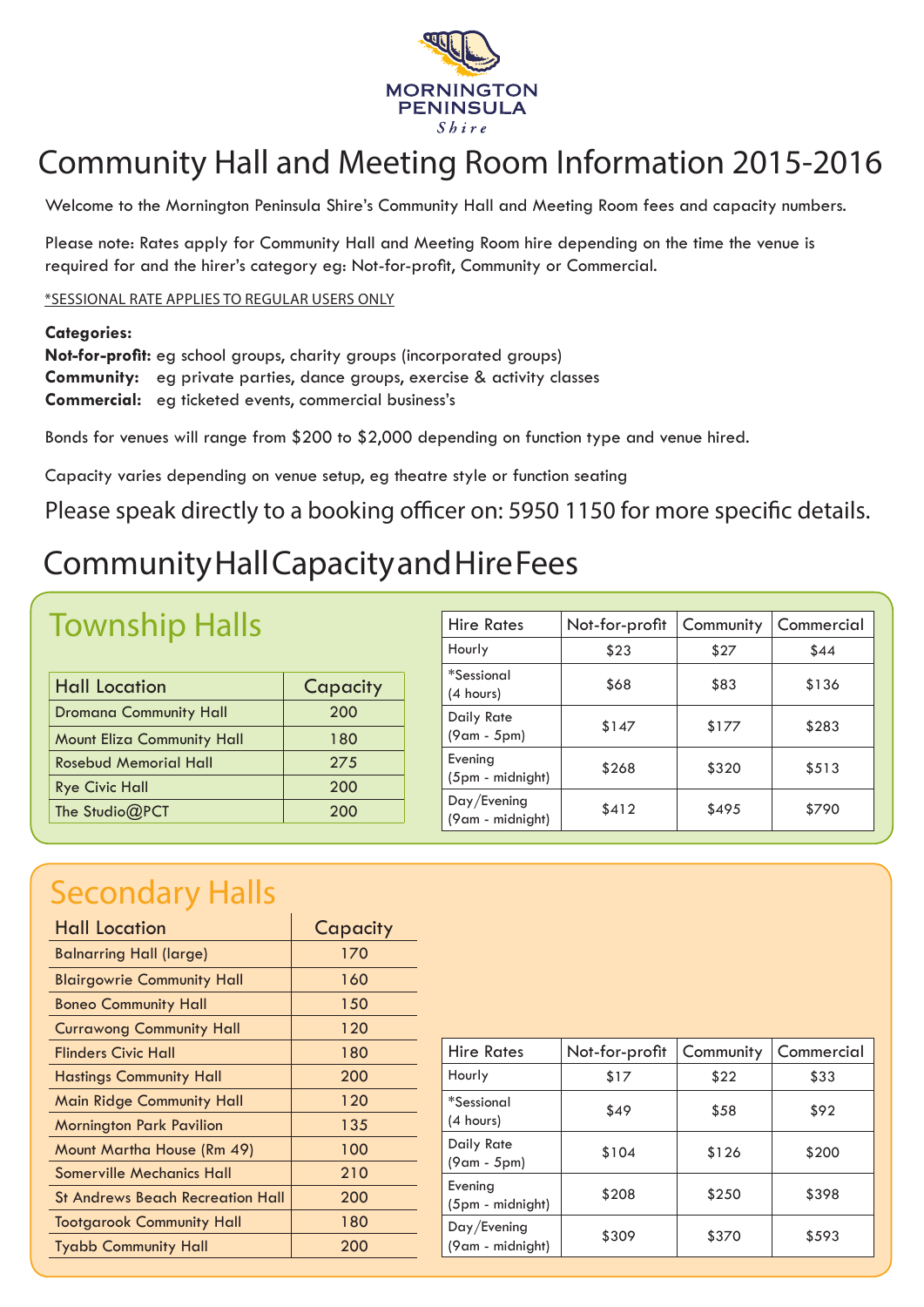MORNINGTON PENINSULA *Shire*

# Community Hall and Meeting Room Information 2015-2016

Welcome to the Mornington Peninsula Shire's Community Hall and Meeting Room fees and capacity numbers.

Please note: Rates apply for Community Hall and Meeting Room hire depending on the time the venue is required for and the hirer's category eg: Not-for-profit, Community or Commercial.

*SESSIONAL RATE APPLIES TO REGULAR USERS ONLY

**Categories:**
**Not-for-profit:** eg school groups, charity groups (incorporated groups)
**Community:** eg private parties, dance groups, exercise & activity classes
**Commercial:** eg ticketed events, commercial business's

Bonds for venues will range from $200 to $2,000 depending on function type and venue hired.

Capacity varies depending on venue setup, eg theatre style or function seating

Please speak directly to a booking officer on: 5950 1150 for more specific details.

## Community Hall Capacity and Hire Fees

### Township Halls

| Hall Location | Capacity |
|---|---|
| Dromana Community Hall | 200 |
| Mount Eliza Community Hall | 180 |
| Rosebud Memorial Hall | 275 |
| Rye Civic Hall | 200 |
| The Studio@PCT | 200 |

| Hire Rates | Not-for-profit | Community | Commercial |
|---|---|---|---|
| Hourly | $23 | $27 | $44 |
| *Sessional (4 hours) | $68 | $83 | $136 |
| Daily Rate (9am - 5pm) | $147 | $177 | $283 |
| Evening (5pm - midnight) | $268 | $320 | $513 |
| Day/Evening (9am - midnight) | $412 | $495 | $790 |

### Secondary Halls

| Hall Location | Capacity |
|---|---|
| Balnarring Hall (large) | 170 |
| Blairgowrie Community Hall | 160 |
| Boneo Community Hall | 150 |
| Currawong Community Hall | 120 |
| Flinders Civic Hall | 180 |
| Hastings Community Hall | 200 |
| Main Ridge Community Hall | 120 |
| Mornington Park Pavilion | 135 |
| Mount Martha House (Rm 49) | 100 |
| Somerville Mechanics Hall | 210 |
| St Andrews Beach Recreation Hall | 200 |
| Tootgarook Community Hall | 180 |
| Tyabb Community Hall | 200 |

| Hire Rates | Not-for-profit | Community | Commercial |
|---|---|---|---|
| Hourly | $17 | $22 | $33 |
| *Sessional (4 hours) | $49 | $58 | $92 |
| Daily Rate (9am - 5pm) | $104 | $126 | $200 |
| Evening (5pm - midnight) | $208 | $250 | $398 |
| Day/Evening (9am - midnight) | $309 | $370 | $593 |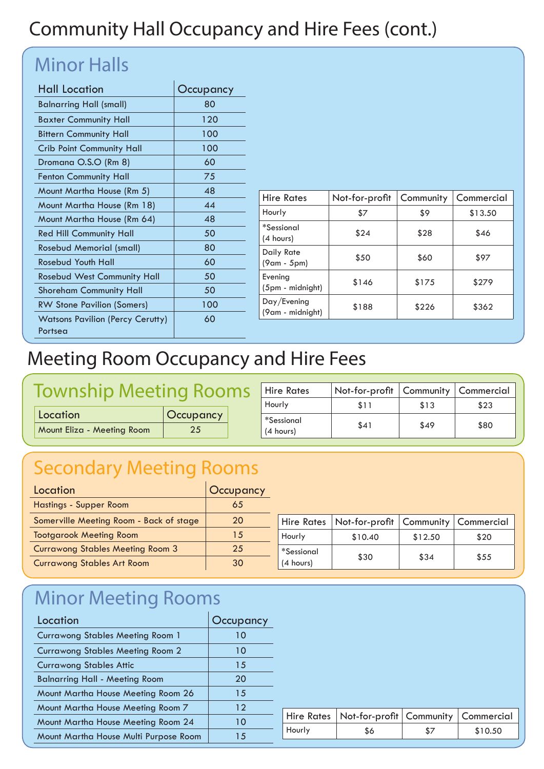# Community Hall Occupancy and Hire Fees (cont.)

## Minor Halls

| Hall Location | Occupancy |
|---|---|
| Balnarring Hall (small) | 80 |
| Baxter Community Hall | 120 |
| Bittern Community Hall | 100 |
| Crib Point Community Hall | 100 |
| Dromana O.S.O (Rm 8) | 60 |
| Fenton Community Hall | 75 |
| Mount Martha House (Rm 5) | 48 |
| Mount Martha House (Rm 18) | 44 |
| Mount Martha House (Rm 64) | 48 |
| Red Hill Community Hall | 50 |
| Rosebud Memorial (small) | 80 |
| Rosebud Youth Hall | 60 |
| Rosebud West Community Hall | 50 |
| Shoreham Community Hall | 50 |
| RW Stone Pavilion (Somers) | 100 |
| Watsons Pavilion (Percy Cerutty) Portsea | 60 |

| Hire Rates | Not-for-profit | Community | Commercial |
|---|---|---|---|
| Hourly | $7 | $9 | $13.50 |
| *Sessional (4 hours) | $24 | $28 | $46 |
| Daily Rate (9am - 5pm) | $50 | $60 | $97 |
| Evening (5pm - midnight) | $146 | $175 | $279 |
| Day/Evening (9am - midnight) | $188 | $226 | $362 |

# Meeting Room Occupancy and Hire Fees

## Township Meeting Rooms

| Location | Occupancy |
|---|---|
| Mount Eliza - Meeting Room | 25 |

| Hire Rates | Not-for-profit | Community | Commercial |
|---|---|---|---|
| Hourly | $11 | $13 | $23 |
| *Sessional (4 hours) | $41 | $49 | $80 |

## Secondary Meeting Rooms

| Location | Occupancy |
|---|---|
| Hastings - Supper Room | 65 |
| Somerville Meeting Room - Back of stage | 20 |
| Tootgarook Meeting Room | 15 |
| Currawong Stables Meeting Room 3 | 25 |
| Currawong Stables Art Room | 30 |

| Hire Rates | Not-for-profit | Community | Commercial |
|---|---|---|---|
| Hourly | $10.40 | $12.50 | $20 |
| *Sessional (4 hours) | $30 | $34 | $55 |

## Minor Meeting Rooms

| Location | Occupancy |
|---|---|
| Currawong Stables Meeting Room 1 | 10 |
| Currawong Stables Meeting Room 2 | 10 |
| Currawong Stables Attic | 15 |
| Balnarring Hall - Meeting Room | 20 |
| Mount Martha House Meeting Room 26 | 15 |
| Mount Martha House Meeting Room 7 | 12 |
| Mount Martha House Meeting Room 24 | 10 |
| Mount Martha House Multi Purpose Room | 15 |

| Hire Rates | Not-for-profit | Community | Commercial |
|---|---|---|---|
| Hourly | $6 | $7 | $10.50 |